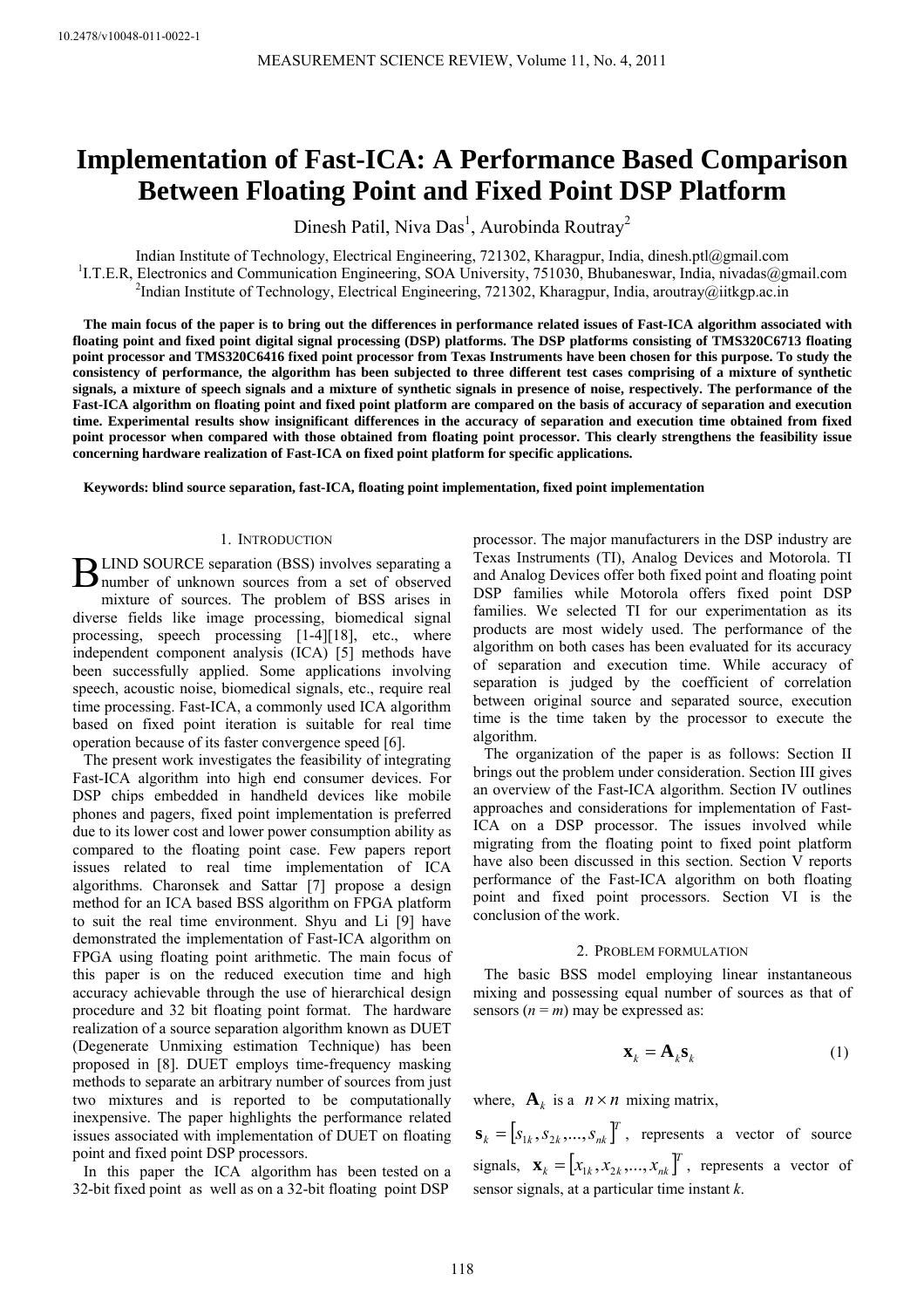10.2478/v10048-011-0022-1

# Implementation of Fast-ICA: A Performance Based Comparison Between Floating Point and Fixed Point DSP Platform

Dinesh Patil, Niva Das[1], Aurobinda Routray[2]

Indian Institute of Technology, Electrical Engineering, 721302, Kharagpur, India, dinesh.ptl@gmail.com
[1]I.T.E.R, Electronics and Communication Engineering, SOA University, 751030, Bhubaneswar, India, nivadas@gmail.com
[2]Indian Institute of Technology, Electrical Engineering, 721302, Kharagpur, India, aroutray@iitkgp.ac.in

**The main focus of the paper is to bring out the differences in performance related issues of Fast-ICA algorithm associated with floating point and fixed point digital signal processing (DSP) platforms. The DSP platforms consisting of TMS320C6713 floating point processor and TMS320C6416 fixed point processor from Texas Instruments have been chosen for this purpose. To study the consistency of performance, the algorithm has been subjected to three different test cases comprising of a mixture of synthetic signals, a mixture of speech signals and a mixture of synthetic signals in presence of noise, respectively. The performance of the Fast-ICA algorithm on floating point and fixed point platform are compared on the basis of accuracy of separation and execution time. Experimental results show insignificant differences in the accuracy of separation and execution time obtained from fixed point processor when compared with those obtained from floating point processor. This clearly strengthens the feasibility issue concerning hardware realization of Fast-ICA on fixed point platform for specific applications.**

**Keywords: blind source separation, fast-ICA, floating point implementation, fixed point implementation**

## 1. Introduction

BLIND SOURCE separation (BSS) involves separating a number of unknown sources from a set of observed mixture of sources. The problem of BSS arises in diverse fields like image processing, biomedical signal processing, speech processing [1-4][18], etc., where independent component analysis (ICA) [5] methods have been successfully applied. Some applications involving speech, acoustic noise, biomedical signals, etc., require real time processing. Fast-ICA, a commonly used ICA algorithm based on fixed point iteration is suitable for real time operation because of its faster convergence speed [6].

The present work investigates the feasibility of integrating Fast-ICA algorithm into high end consumer devices. For DSP chips embedded in handheld devices like mobile phones and pagers, fixed point implementation is preferred due to its lower cost and lower power consumption ability as compared to the floating point case. Few papers report issues related to real time implementation of ICA algorithms. Charonsek and Sattar [7] propose a design method for an ICA based BSS algorithm on FPGA platform to suit the real time environment. Shyu and Li [9] have demonstrated the implementation of Fast-ICA algorithm on FPGA using floating point arithmetic. The main focus of this paper is on the reduced execution time and high accuracy achievable through the use of hierarchical design procedure and 32 bit floating point format. The hardware realization of a source separation algorithm known as DUET (Degenerate Unmixing estimation Technique) has been proposed in [8]. DUET employs time-frequency masking methods to separate an arbitrary number of sources from just two mixtures and is reported to be computationally inexpensive. The paper highlights the performance related issues associated with implementation of DUET on floating point and fixed point DSP processors.

In this paper the ICA algorithm has been tested on a 32-bit fixed point as well as on a 32-bit floating point DSP processor. The major manufacturers in the DSP industry are Texas Instruments (TI), Analog Devices and Motorola. TI and Analog Devices offer both fixed point and floating point DSP families while Motorola offers fixed point DSP families. We selected TI for our experimentation as its products are most widely used. The performance of the algorithm on both cases has been evaluated for its accuracy of separation and execution time. While accuracy of separation is judged by the coefficient of correlation between original source and separated source, execution time is the time taken by the processor to execute the algorithm.

The organization of the paper is as follows: Section II brings out the problem under consideration. Section III gives an overview of the Fast-ICA algorithm. Section IV outlines approaches and considerations for implementation of Fast-ICA on a DSP processor. The issues involved while migrating from the floating point to fixed point platform have also been discussed in this section. Section V reports performance of the Fast-ICA algorithm on both floating point and fixed point processors. Section VI is the conclusion of the work.

## 2. Problem formulation

The basic BSS model employing linear instantaneous mixing and possessing equal number of sources as that of sensors ($n = m$) may be expressed as:

$$\mathbf{x}_k = \mathbf{A}_k \mathbf{s}_k \tag{1}$$

where, $\mathbf{A}_k$ is a $n \times n$ mixing matrix,

$\mathbf{s}_k = [s_{1k}, s_{2k}, ..., s_{nk}]^T$, represents a vector of source signals, $\mathbf{x}_k = [x_{1k}, x_{2k}, ..., x_{nk}]^T$, represents a vector of sensor signals, at a particular time instant $k$.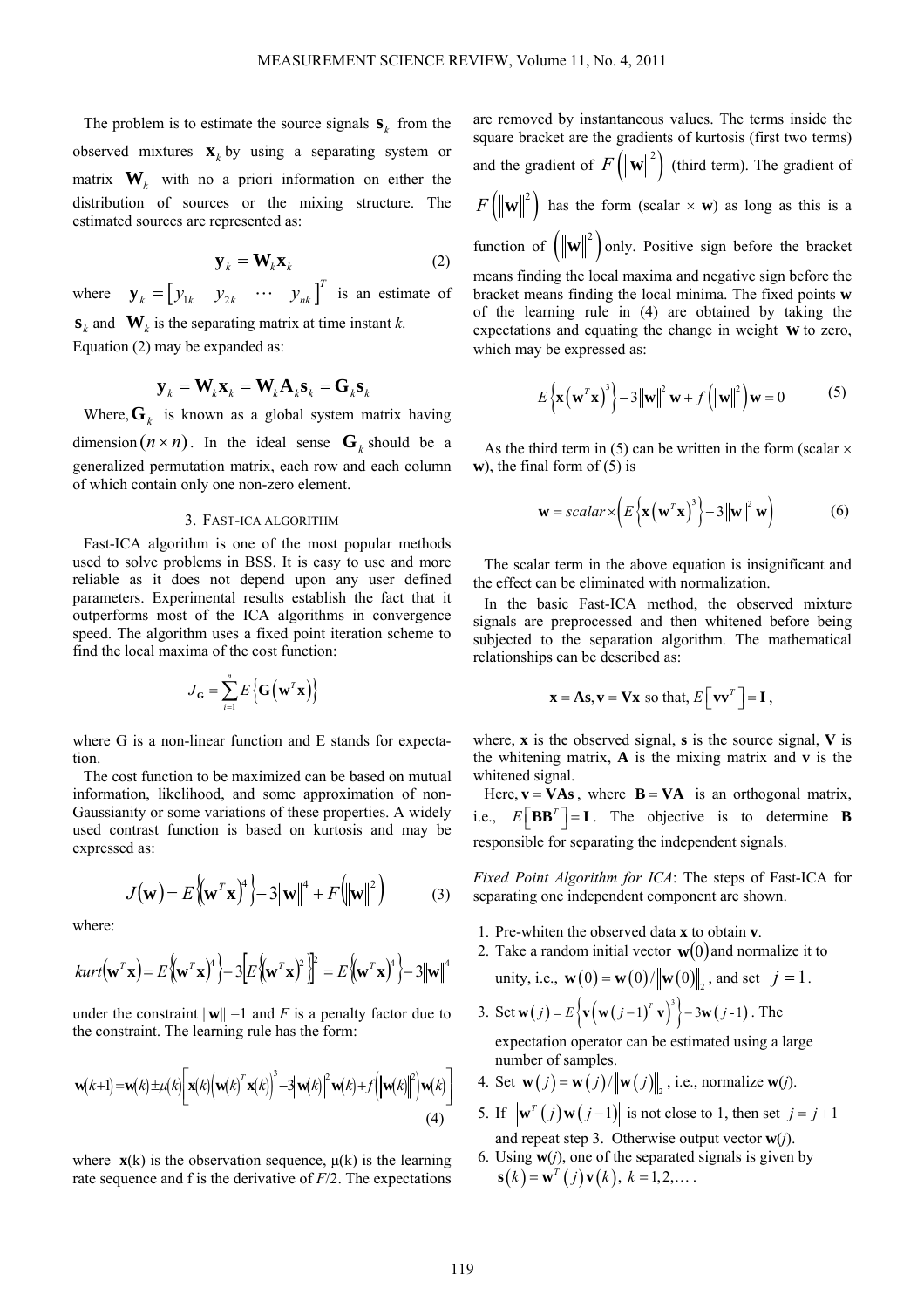The problem is to estimate the source signals $\mathbf{s}_k$ from the observed mixtures $\mathbf{x}_k$ by using a separating system or matrix $\mathbf{W}_k$ with no a priori information on either the distribution of sources or the mixing structure. The estimated sources are represented as:

$$\mathbf{y}_k = \mathbf{W}_k \mathbf{x}_k \tag{2}$$

where $\mathbf{y}_k = \begin{bmatrix} y_{1k} & y_{2k} & \cdots & y_{nk} \end{bmatrix}^T$ is an estimate of $\mathbf{s}_k$ and $\mathbf{W}_k$ is the separating matrix at time instant *k*.

Equation (2) may be expanded as:

$$\mathbf{y}_k = \mathbf{W}_k \mathbf{x}_k = \mathbf{W}_k \mathbf{A}_k \mathbf{s}_k = \mathbf{G}_k \mathbf{s}_k$$

Where, $\mathbf{G}_k$ is known as a global system matrix having dimension $(n \times n)$. In the ideal sense $\mathbf{G}_k$ should be a generalized permutation matrix, each row and each column of which contain only one non-zero element.

## 3. Fast-ICA algorithm

Fast-ICA algorithm is one of the most popular methods used to solve problems in BSS. It is easy to use and more reliable as it does not depend upon any user defined parameters. Experimental results establish the fact that it outperforms most of the ICA algorithms in convergence speed. The algorithm uses a fixed point iteration scheme to find the local maxima of the cost function:

$$J_{\mathbf{G}} = \sum_{i=1}^{n} E\left\{\mathbf{G}\left(\mathbf{w}^T\mathbf{x}\right)\right\}$$

where G is a non-linear function and E stands for expectation.

The cost function to be maximized can be based on mutual information, likelihood, and some approximation of non-Gaussianity or some variations of these properties. A widely used contrast function is based on kurtosis and may be expressed as:

$$J(\mathbf{w}) = E\left\{\left(\mathbf{w}^T\mathbf{x}\right)^4\right\} - 3\left\|\mathbf{w}\right\|^4 + F\left(\left\|\mathbf{w}\right\|^2\right) \tag{3}$$

where:

$$kurt\left(\mathbf{w}^T\mathbf{x}\right) = E\left\{\left(\mathbf{w}^T\mathbf{x}\right)^4\right\} - 3\left[E\left\{\left(\mathbf{w}^T\mathbf{x}\right)^2\right\}\right]^2 = E\left\{\left(\mathbf{w}^T\mathbf{x}\right)^4\right\} - 3\left\|\mathbf{w}\right\|^4$$

under the constraint $\|\mathbf{w}\| = 1$ and *F* is a penalty factor due to the constraint. The learning rule has the form:

$$\mathbf{w}(k+1) = \mathbf{w}(k) \pm \mu(k)\left[\mathbf{x}(k)\left(\mathbf{w}(k)^T\mathbf{x}(k)\right)^3 - 3\left\|\mathbf{w}(k)\right\|^2\mathbf{w}(k) + f\left(\left\|\mathbf{w}(k)\right\|^2\right)\mathbf{w}(k)\right] \tag{4}$$

where $\mathbf{x}(k)$ is the observation sequence, $\mu(k)$ is the learning rate sequence and f is the derivative of $F/2$. The expectations are removed by instantaneous values. The terms inside the square bracket are the gradients of kurtosis (first two terms) and the gradient of $F\left(\|\mathbf{w}\|^2\right)$ (third term). The gradient of $F\left(\|\mathbf{w}\|^2\right)$ has the form (scalar $\times$ **w**) as long as this is a function of $\left(\|\mathbf{w}\|^2\right)$ only. Positive sign before the bracket means finding the local maxima and negative sign before the bracket means finding the local minima. The fixed points **w** of the learning rule in (4) are obtained by taking the expectations and equating the change in weight **w** to zero, which may be expressed as:

$$E\left\{\mathbf{x}\left(\mathbf{w}^T\mathbf{x}\right)^3\right\} - 3\left\|\mathbf{w}\right\|^2\mathbf{w} + f\left(\left\|\mathbf{w}\right\|^2\right)\mathbf{w} = 0 \tag{5}$$

As the third term in (5) can be written in the form (scalar $\times$ **w**), the final form of (5) is

$$\mathbf{w} = scalar \times \left(E\left\{\mathbf{x}\left(\mathbf{w}^T\mathbf{x}\right)^3\right\} - 3\left\|\mathbf{w}\right\|^2\mathbf{w}\right) \tag{6}$$

The scalar term in the above equation is insignificant and the effect can be eliminated with normalization.

In the basic Fast-ICA method, the observed mixture signals are preprocessed and then whitened before being subjected to the separation algorithm. The mathematical relationships can be described as:

$$\mathbf{x} = \mathbf{A}\mathbf{s}, \mathbf{v} = \mathbf{V}\mathbf{x} \text{ so that, } E\left[\mathbf{v}\mathbf{v}^T\right] = \mathbf{I},$$

where, **x** is the observed signal, **s** is the source signal, **V** is the whitening matrix, **A** is the mixing matrix and **v** is the whitened signal.

Here, $\mathbf{v} = \mathbf{VAs}$, where $\mathbf{B} = \mathbf{VA}$ is an orthogonal matrix, i.e., $E\left[\mathbf{B}\mathbf{B}^T\right] = \mathbf{I}$. The objective is to determine **B** responsible for separating the independent signals.

*Fixed Point Algorithm for ICA*: The steps of Fast-ICA for separating one independent component are shown.

1. Pre-whiten the observed data **x** to obtain **v**.
2. Take a random initial vector $\mathbf{w}(0)$ and normalize it to unity, i.e., $\mathbf{w}(0) = \mathbf{w}(0)/\left\|\mathbf{w}(0)\right\|_2$, and set $j = 1$.
3. Set $\mathbf{w}(j) = E\left\{\mathbf{v}\left(\mathbf{w}(j-1)^T\mathbf{v}\right)^3\right\} - 3\mathbf{w}(j\text{-}1)$. The expectation operator can be estimated using a large number of samples.
4. Set $\mathbf{w}(j) = \mathbf{w}(j)/\left\|\mathbf{w}(j)\right\|_2$, i.e., normalize **w**(*j*).
5. If $\left|\mathbf{w}^T(j)\mathbf{w}(j-1)\right|$ is not close to 1, then set $j = j+1$ and repeat step 3. Otherwise output vector **w**(*j*).
6. Using **w**(*j*), one of the separated signals is given by $\mathbf{s}(k) = \mathbf{w}^T(j)\mathbf{v}(k),\ k = 1, 2, \ldots$ .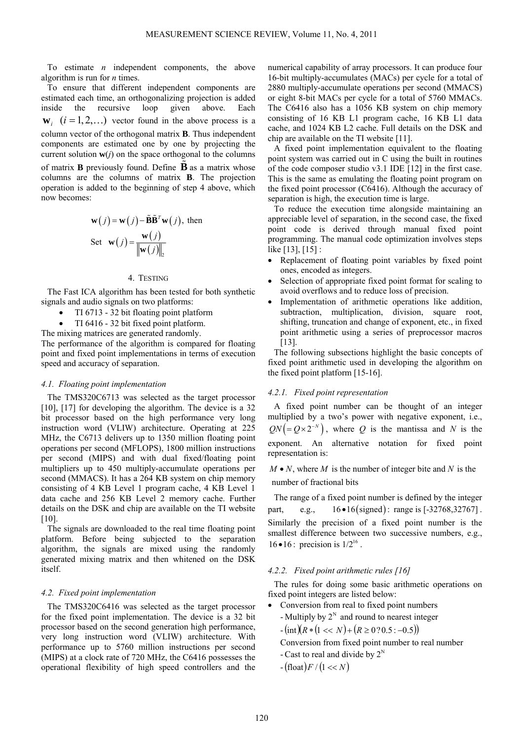To estimate $n$ independent components, the above algorithm is run for $n$ times.

To ensure that different independent components are estimated each time, an orthogonalizing projection is added inside the recursive loop given above. Each $\mathbf{w}_i \ (i = 1, 2, \ldots)$ vector found in the above process is a column vector of the orthogonal matrix **B**. Thus independent components are estimated one by one by projecting the current solution **w**(*j*) on the space orthogonal to the columns of matrix **B** previously found. Define $\tilde{\mathbf{B}}$ as a matrix whose columns are the columns of matrix **B**. The projection operation is added to the beginning of step 4 above, which now becomes:

$$\mathbf{w}(j) = \mathbf{w}(j) - \tilde{\mathbf{B}}\tilde{\mathbf{B}}^T \mathbf{w}(j), \text{ then}$$

$$\text{Set} \quad \mathbf{w}(j) = \frac{\mathbf{w}(j)}{\left\| \mathbf{w}(j) \right\|_2}$$

## 4. Testing

The Fast ICA algorithm has been tested for both synthetic signals and audio signals on two platforms:

- TI 6713 - 32 bit floating point platform
- TI 6416 - 32 bit fixed point platform.

The mixing matrices are generated randomly.

The performance of the algorithm is compared for floating point and fixed point implementations in terms of execution speed and accuracy of separation.

### *4.1. Floating point implementation*

The TMS320C6713 was selected as the target processor [10], [17] for developing the algorithm. The device is a 32 bit processor based on the high performance very long instruction word (VLIW) architecture. Operating at 225 MHz, the C6713 delivers up to 1350 million floating point operations per second (MFLOPS), 1800 million instructions per second (MIPS) and with dual fixed/floating point multipliers up to 450 multiply-accumulate operations per second (MMACS). It has a 264 KB system on chip memory consisting of 4 KB Level 1 program cache, 4 KB Level 1 data cache and 256 KB Level 2 memory cache. Further details on the DSK and chip are available on the TI website [10].

The signals are downloaded to the real time floating point platform. Before being subjected to the separation algorithm, the signals are mixed using the randomly generated mixing matrix and then whitened on the DSK itself.

### *4.2. Fixed point implementation*

The TMS320C6416 was selected as the target processor for the fixed point implementation. The device is a 32 bit processor based on the second generation high performance, very long instruction word (VLIW) architecture. With performance up to 5760 million instructions per second (MIPS) at a clock rate of 720 MHz, the C6416 possesses the operational flexibility of high speed controllers and the numerical capability of array processors. It can produce four 16-bit multiply-accumulates (MACs) per cycle for a total of 2880 multiply-accumulate operations per second (MMACS) or eight 8-bit MACs per cycle for a total of 5760 MMACs. The C6416 also has a 1056 KB system on chip memory consisting of 16 KB L1 program cache, 16 KB L1 data cache, and 1024 KB L2 cache. Full details on the DSK and chip are available on the TI website [11].

A fixed point implementation equivalent to the floating point system was carried out in C using the built in routines of the code composer studio v3.1 IDE [12] in the first case. This is the same as emulating the floating point program on the fixed point processor (C6416). Although the accuracy of separation is high, the execution time is large.

To reduce the execution time alongside maintaining an appreciable level of separation, in the second case, the fixed point code is derived through manual fixed point programming. The manual code optimization involves steps like [13], [15] :

- Replacement of floating point variables by fixed point ones, encoded as integers.
- Selection of appropriate fixed point format for scaling to avoid overflows and to reduce loss of precision.
- Implementation of arithmetic operations like addition, subtraction, multiplication, division, square root, shifting, truncation and change of exponent, etc., in fixed point arithmetic using a series of preprocessor macros [13].

The following subsections highlight the basic concepts of fixed point arithmetic used in developing the algorithm on the fixed point platform [15-16].

### *4.2.1. Fixed point representation*

A fixed point number can be thought of an integer multiplied by a two's power with negative exponent, i.e., $QN\left(= Q \times 2^{-N}\right)$, where $Q$ is the mantissa and $N$ is the exponent. An alternative notation for fixed point representation is:

$M \bullet N$, where $M$ is the number of integer bite and $N$ is the number of fractional bits

The range of a fixed point number is defined by the integer part, e.g., $16 \bullet 16(\text{signed})$: range is [-32768,32767]. Similarly the precision of a fixed point number is the smallest difference between two successive numbers, e.g., $16 \bullet 16$: precision is $1/2^{16}$.

### *4.2.2. Fixed point arithmetic rules [16]*

The rules for doing some basic arithmetic operations on fixed point integers are listed below:

- Conversion from real to fixed point numbers
  - Multiply by $2^N$ and round to nearest integer
  - $(\text{int})(R * (1 << N) + (R \geq 0\,?\,0.5 : -0.5))$

  Conversion from fixed point number to real number
  - Cast to real and divide by $2^N$
  - $(\text{float})F / (1 << N)$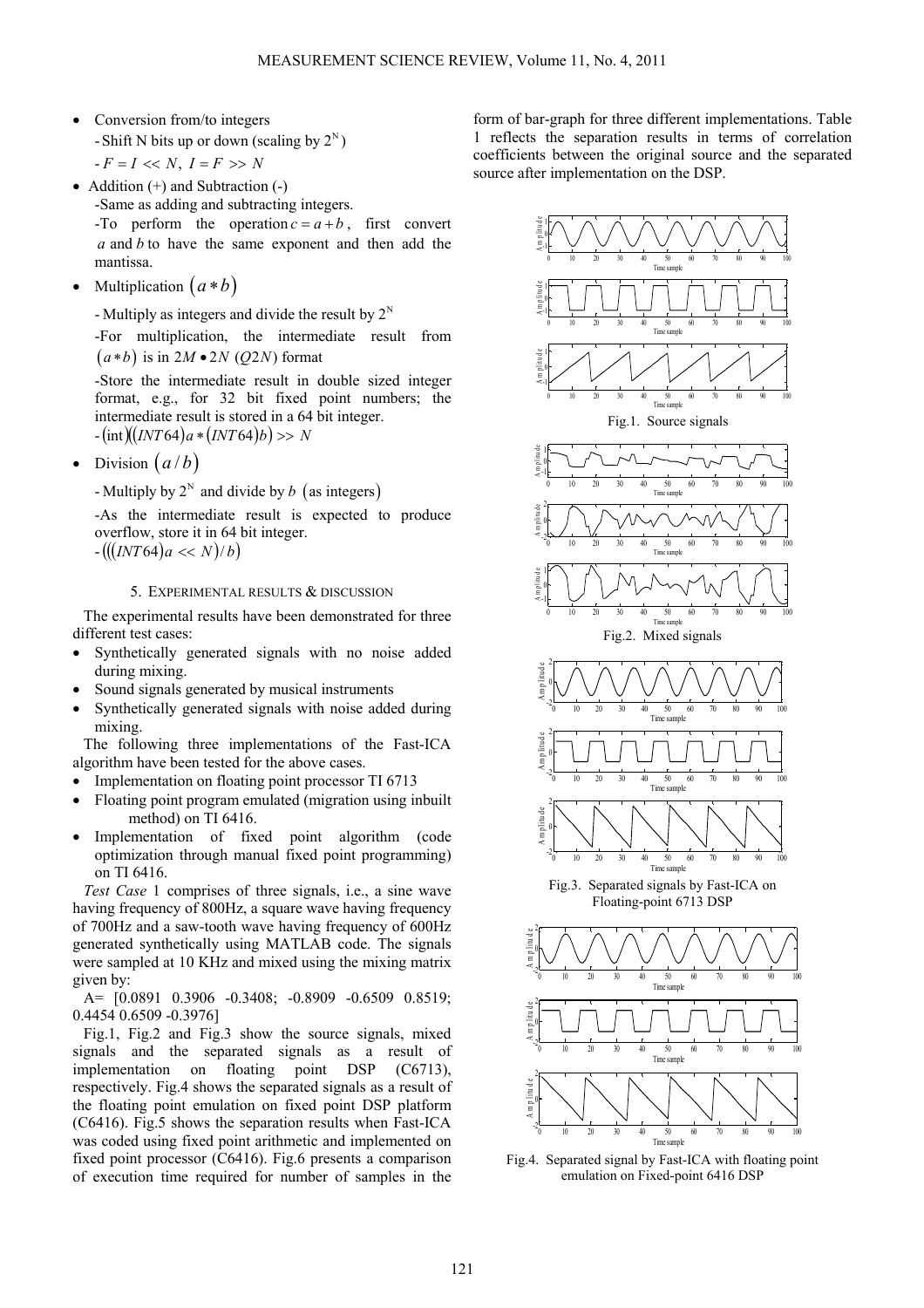- Conversion from/to integers
  - Shift N bits up or down (scaling by $2^N$)
  - $F = I << N$, $I = F >> N$
- Addition (+) and Subtraction (-)
  - Same as adding and subtracting integers.
  - To perform the operation $c = a + b$, first convert $a$ and $b$ to have the same exponent and then add the mantissa.
- Multiplication $(a * b)$
  - Multiply as integers and divide the result by $2^N$
  - For multiplication, the intermediate result from $(a * b)$ is in $2M \bullet 2N$ ($Q2N$) format
  - Store the intermediate result in double sized integer format, e.g., for 32 bit fixed point numbers; the intermediate result is stored in a 64 bit integer.
  - $(\text{int})((INT64)a * (INT64)b) >> N$
- Division $(a / b)$
  - Multiply by $2^N$ and divide by $b$ (as integers)
  - As the intermediate result is expected to produce overflow, store it in 64 bit integer.
  - $(((INT64)a << N) / b)$

## 5. EXPERIMENTAL RESULTS & DISCUSSION

The experimental results have been demonstrated for three different test cases:

- Synthetically generated signals with no noise added during mixing.
- Sound signals generated by musical instruments
- Synthetically generated signals with noise added during mixing.

The following three implementations of the Fast-ICA algorithm have been tested for the above cases.

- Implementation on floating point processor TI 6713
- Floating point program emulated (migration using inbuilt method) on TI 6416.
- Implementation of fixed point algorithm (code optimization through manual fixed point programming) on TI 6416.

*Test Case* 1 comprises of three signals, i.e., a sine wave having frequency of 800Hz, a square wave having frequency of 700Hz and a saw-tooth wave having frequency of 600Hz generated synthetically using MATLAB code. The signals were sampled at 10 KHz and mixed using the mixing matrix given by:

A= [0.0891 0.3906 -0.3408; -0.8909 -0.6509 0.8519; 0.4454 0.6509 -0.3976]

Fig.1, Fig.2 and Fig.3 show the source signals, mixed signals and the separated signals as a result of implementation on floating point DSP (C6713), respectively. Fig.4 shows the separated signals as a result of the floating point emulation on fixed point DSP platform (C6416). Fig.5 shows the separation results when Fast-ICA was coded using fixed point arithmetic and implemented on fixed point processor (C6416). Fig.6 presents a comparison of execution time required for number of samples in the form of bar-graph for three different implementations. Table 1 reflects the separation results in terms of correlation coefficients between the original source and the separated source after implementation on the DSP.

Fig.1. Source signals

Fig.2. Mixed signals

Fig.3. Separated signals by Fast-ICA on Floating-point 6713 DSP

Fig.4. Separated signal by Fast-ICA with floating point emulation on Fixed-point 6416 DSP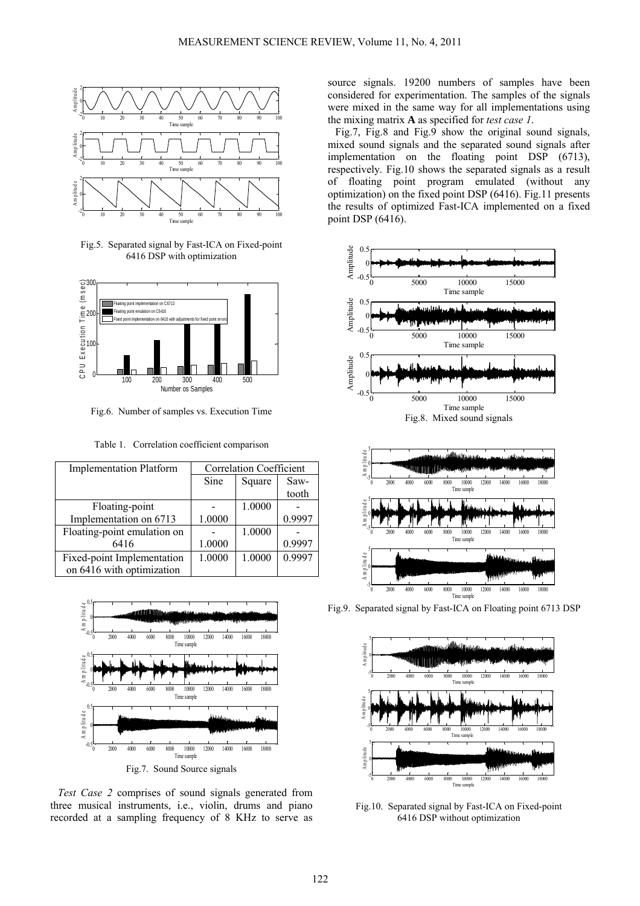Fig.5. Separated signal by Fast-ICA on Fixed-point 6416 DSP with optimization

Fig.6. Number of samples vs. Execution Time

Table 1. Correlation coefficient comparison

| Implementation Platform | Correlation Coefficient | | |
|---|---|---|---|
| | Sine | Square | Saw-tooth |
| Floating-point Implementation on 6713 | -1.0000 | 1.0000 | -0.9997 |
| Floating-point emulation on 6416 | -1.0000 | 1.0000 | -0.9997 |
| Fixed-point Implementation on 6416 with optimization | 1.0000 | 1.0000 | 0.9997 |

Fig.7. Sound Source signals

*Test Case 2* comprises of sound signals generated from three musical instruments, i.e., violin, drums and piano recorded at a sampling frequency of 8 KHz to serve as source signals. 19200 numbers of samples have been considered for experimentation. The samples of the signals were mixed in the same way for all implementations using the mixing matrix **A** as specified for *test case 1*.

Fig.7, Fig.8 and Fig.9 show the original sound signals, mixed sound signals and the separated sound signals after implementation on the floating point DSP (6713), respectively. Fig.10 shows the separated signals as a result of floating point program emulated (without any optimization) on the fixed point DSP (6416). Fig.11 presents the results of optimized Fast-ICA implemented on a fixed point DSP (6416).

Fig.8. Mixed sound signals

Fig.9. Separated signal by Fast-ICA on Floating point 6713 DSP

Fig.10. Separated signal by Fast-ICA on Fixed-point 6416 DSP without optimization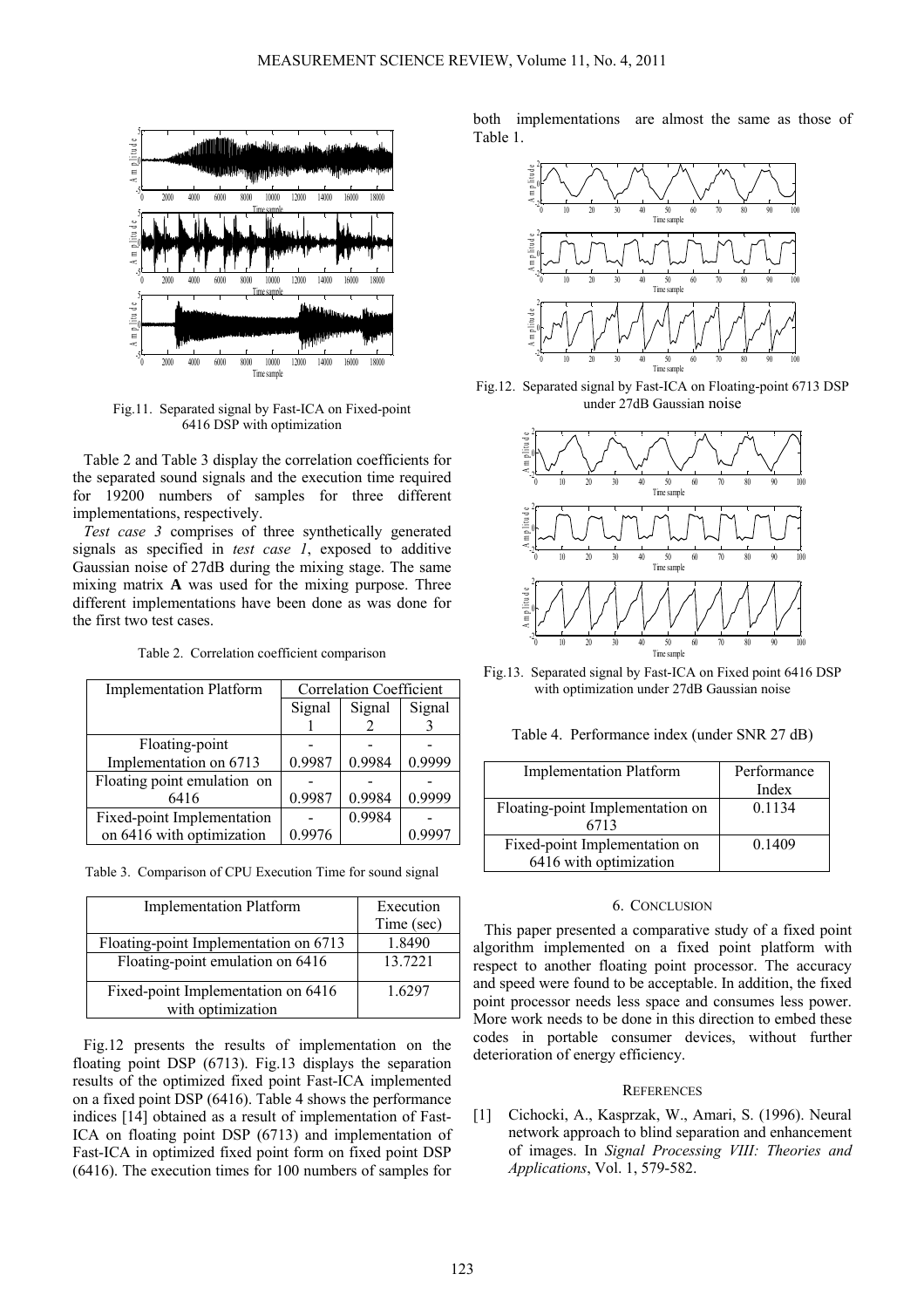Fig.11. Separated signal by Fast-ICA on Fixed-point 6416 DSP with optimization

Table 2 and Table 3 display the correlation coefficients for the separated sound signals and the execution time required for 19200 numbers of samples for three different implementations, respectively.

*Test case 3* comprises of three synthetically generated signals as specified in *test case 1*, exposed to additive Gaussian noise of 27dB during the mixing stage. The same mixing matrix **A** was used for the mixing purpose. Three different implementations have been done as was done for the first two test cases.

Table 2. Correlation coefficient comparison

| Implementation Platform | Correlation Coefficient | | |
|---|---|---|---|
| | Signal 1 | Signal 2 | Signal 3 |
| Floating-point Implementation on 6713 | -0.9987 | -0.9984 | -0.9999 |
| Floating point emulation on 6416 | -0.9987 | -0.9984 | -0.9999 |
| Fixed-point Implementation on 6416 with optimization | -0.9976 | 0.9984 | -0.9997 |

Table 3. Comparison of CPU Execution Time for sound signal

| Implementation Platform | Execution Time (sec) |
|---|---|
| Floating-point Implementation on 6713 | 1.8490 |
| Floating-point emulation on 6416 | 13.7221 |
| Fixed-point Implementation on 6416 with optimization | 1.6297 |

Fig.12 presents the results of implementation on the floating point DSP (6713). Fig.13 displays the separation results of the optimized fixed point Fast-ICA implemented on a fixed point DSP (6416). Table 4 shows the performance indices [14] obtained as a result of implementation of Fast-ICA on floating point DSP (6713) and implementation of Fast-ICA in optimized fixed point form on fixed point DSP (6416). The execution times for 100 numbers of samples for both implementations are almost the same as those of Table 1.

Fig.12. Separated signal by Fast-ICA on Floating-point 6713 DSP under 27dB Gaussian noise

Fig.13. Separated signal by Fast-ICA on Fixed point 6416 DSP with optimization under 27dB Gaussian noise

Table 4. Performance index (under SNR 27 dB)

| Implementation Platform | Performance Index |
|---|---|
| Floating-point Implementation on 6713 | 0.1134 |
| Fixed-point Implementation on 6416 with optimization | 0.1409 |

## 6. Conclusion

This paper presented a comparative study of a fixed point algorithm implemented on a fixed point platform with respect to another floating point processor. The accuracy and speed were found to be acceptable. In addition, the fixed point processor needs less space and consumes less power. More work needs to be done in this direction to embed these codes in portable consumer devices, without further deterioration of energy efficiency.

## References

[1] Cichocki, A., Kasprzak, W., Amari, S. (1996). Neural network approach to blind separation and enhancement of images. In *Signal Processing VIII: Theories and Applications*, Vol. 1, 579-582.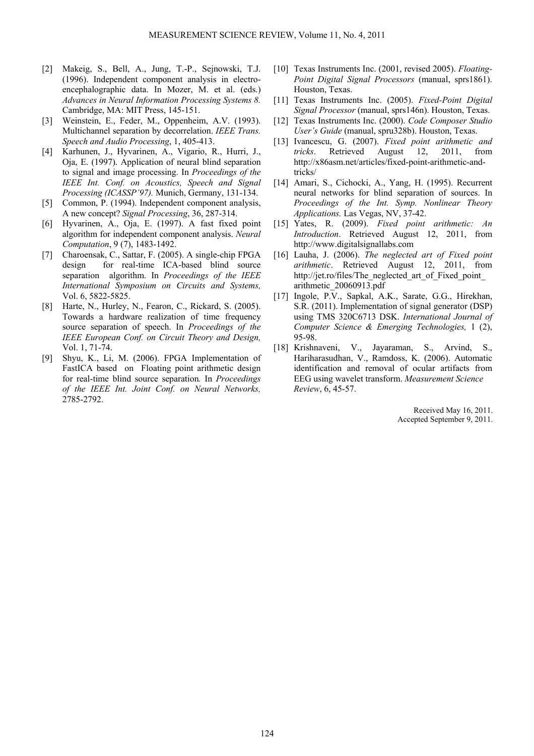[2] Makeig, S., Bell, A., Jung, T.-P., Sejnowski, T.J. (1996). Independent component analysis in electroencephalographic data. In Mozer, M. et al. (eds.) *Advances in Neural Information Processing Systems 8.* Cambridge, MA: MIT Press, 145-151.

[3] Weinstein, E., Feder, M., Oppenheim, A.V. (1993). Multichannel separation by decorrelation. *IEEE Trans. Speech and Audio Processing*, 1, 405-413.

[4] Karhunen, J., Hyvarinen, A., Vigario, R., Hurri, J., Oja, E. (1997). Application of neural blind separation to signal and image processing. In *Proceedings of the IEEE Int. Conf. on Acoustics, Speech and Signal Processing (ICASSP'97).* Munich, Germany, 131-134.

[5] Common, P. (1994). Independent component analysis, A new concept? *Signal Processing*, 36, 287-314.

[6] Hyvarinen, A., Oja, E. (1997). A fast fixed point algorithm for independent component analysis. *Neural Computation*, 9 (7), 1483-1492.

[7] Charoensak, C., Sattar, F. (2005). A single-chip FPGA design for real-time ICA-based blind source separation algorithm. In *Proceedings of the IEEE International Symposium on Circuits and Systems,* Vol. 6, 5822-5825.

[8] Harte, N., Hurley, N., Fearon, C., Rickard, S. (2005). Towards a hardware realization of time frequency source separation of speech. In *Proceedings of the IEEE European Conf. on Circuit Theory and Design,* Vol. 1, 71-74.

[9] Shyu, K., Li, M. (2006). FPGA Implementation of FastICA based on Floating point arithmetic design for real-time blind source separation*.* In *Proceedings of the IEEE Int. Joint Conf. on Neural Networks,* 2785-2792.

[10] Texas Instruments Inc. (2001, revised 2005). *Floating-Point Digital Signal Processors* (manual, sprs1861). Houston, Texas.

[11] Texas Instruments Inc. (2005). *Fixed-Point Digital Signal Processor* (manual, sprs146n). Houston, Texas.

[12] Texas Instruments Inc. (2000). *Code Composer Studio User's Guide* (manual, spru328b). Houston, Texas.

[13] Ivancescu, G. (2007). *Fixed point arithmetic and tricks*. Retrieved August 12, 2011, from http://x86asm.net/articles/fixed-point-arithmetic-and-tricks/

[14] Amari, S., Cichocki, A., Yang, H. (1995). Recurrent neural networks for blind separation of sources. In *Proceedings of the Int. Symp. Nonlinear Theory Applications.* Las Vegas, NV, 37-42.

[15] Yates, R. (2009). *Fixed point arithmetic: An Introduction*. Retrieved August 12, 2011, from http://www.digitalsignallabs.com

[16] Lauha, J. (2006). *The neglected art of Fixed point arithmetic*. Retrieved August 12, 2011, from http://jet.ro/files/The_neglected_art_of_Fixed_point_arithmetic_20060913.pdf

[17] Ingole, P.V., Sapkal, A.K., Sarate, G.G., Hirekhan, S.R. (2011). Implementation of signal generator (DSP) using TMS 320C6713 DSK. *International Journal of Computer Science & Emerging Technologies,* 1 (2), 95-98.

[18] Krishnaveni, V., Jayaraman, S., Arvind, S., Hariharasudhan, V., Ramdoss, K. (2006). Automatic identification and removal of ocular artifacts from EEG using wavelet transform. *Measurement Science Review*, 6, 45-57.

Received May 16, 2011.
Accepted September 9, 2011.